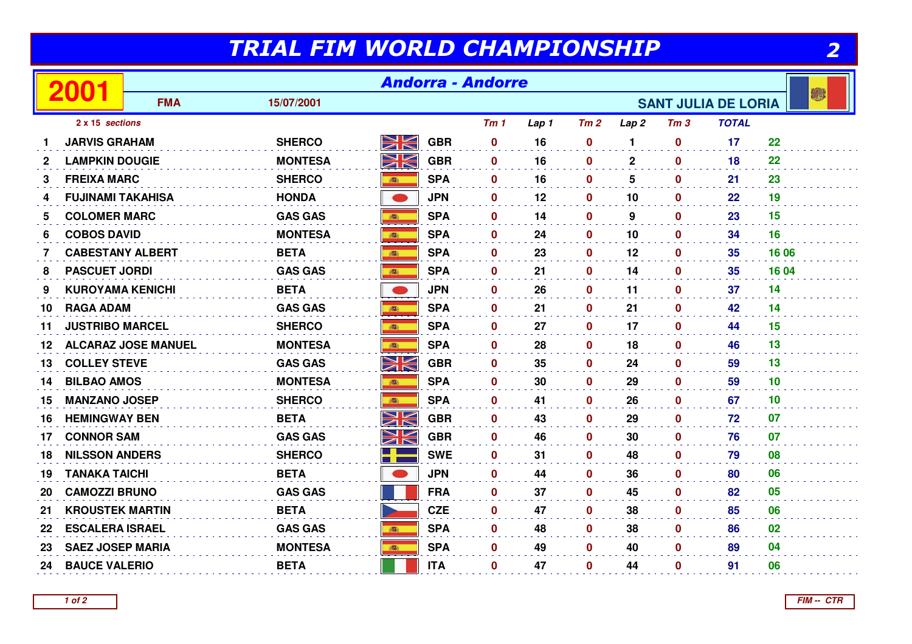# TRIAL FIM WORLD CHAMPIONSHIP

## 2001 — Andorra - Andorre

**FMA** — 15/07/2001 — **SANT JULIA DE LORIA**

*2 x 15 sections*

| | Name | Make | Nat. | Tm 1 | Lap 1 | Tm 2 | Lap 2 | Tm 3 | TOTAL | |
|---|---|---|---|---|---|---|---|---|---|---|
| 1 | JARVIS GRAHAM | SHERCO | GBR | 0 | 16 | 0 | 1 | 0 | 17 | 22 |
| 2 | LAMPKIN DOUGIE | MONTESA | GBR | 0 | 16 | 0 | 2 | 0 | 18 | 22 |
| 3 | FREIXA MARC | SHERCO | SPA | 0 | 16 | 0 | 5 | 0 | 21 | 23 |
| 4 | FUJINAMI TAKAHISA | HONDA | JPN | 0 | 12 | 0 | 10 | 0 | 22 | 19 |
| 5 | COLOMER MARC | GAS GAS | SPA | 0 | 14 | 0 | 9 | 0 | 23 | 15 |
| 6 | COBOS DAVID | MONTESA | SPA | 0 | 24 | 0 | 10 | 0 | 34 | 16 |
| 7 | CABESTANY ALBERT | BETA | SPA | 0 | 23 | 0 | 12 | 0 | 35 | 16 06 |
| 8 | PASCUET JORDI | GAS GAS | SPA | 0 | 21 | 0 | 14 | 0 | 35 | 16 04 |
| 9 | KUROYAMA KENICHI | BETA | JPN | 0 | 26 | 0 | 11 | 0 | 37 | 14 |
| 10 | RAGA ADAM | GAS GAS | SPA | 0 | 21 | 0 | 21 | 0 | 42 | 14 |
| 11 | JUSTRIBO MARCEL | SHERCO | SPA | 0 | 27 | 0 | 17 | 0 | 44 | 15 |
| 12 | ALCARAZ JOSE MANUEL | MONTESA | SPA | 0 | 28 | 0 | 18 | 0 | 46 | 13 |
| 13 | COLLEY STEVE | GAS GAS | GBR | 0 | 35 | 0 | 24 | 0 | 59 | 13 |
| 14 | BILBAO AMOS | MONTESA | SPA | 0 | 30 | 0 | 29 | 0 | 59 | 10 |
| 15 | MANZANO JOSEP | SHERCO | SPA | 0 | 41 | 0 | 26 | 0 | 67 | 10 |
| 16 | HEMINGWAY BEN | BETA | GBR | 0 | 43 | 0 | 29 | 0 | 72 | 07 |
| 17 | CONNOR SAM | GAS GAS | GBR | 0 | 46 | 0 | 30 | 0 | 76 | 07 |
| 18 | NILSSON ANDERS | SHERCO | SWE | 0 | 31 | 0 | 48 | 0 | 79 | 08 |
| 19 | TANAKA TAICHI | BETA | JPN | 0 | 44 | 0 | 36 | 0 | 80 | 06 |
| 20 | CAMOZZI BRUNO | GAS GAS | FRA | 0 | 37 | 0 | 45 | 0 | 82 | 05 |
| 21 | KROUSTEK MARTIN | BETA | CZE | 0 | 47 | 0 | 38 | 0 | 85 | 06 |
| 22 | ESCALERA ISRAEL | GAS GAS | SPA | 0 | 48 | 0 | 38 | 0 | 86 | 02 |
| 23 | SAEZ JOSEP MARIA | MONTESA | SPA | 0 | 49 | 0 | 40 | 0 | 89 | 04 |
| 24 | BAUCE VALERIO | BETA | ITA | 0 | 47 | 0 | 44 | 0 | 91 | 06 |

FIM -- CTR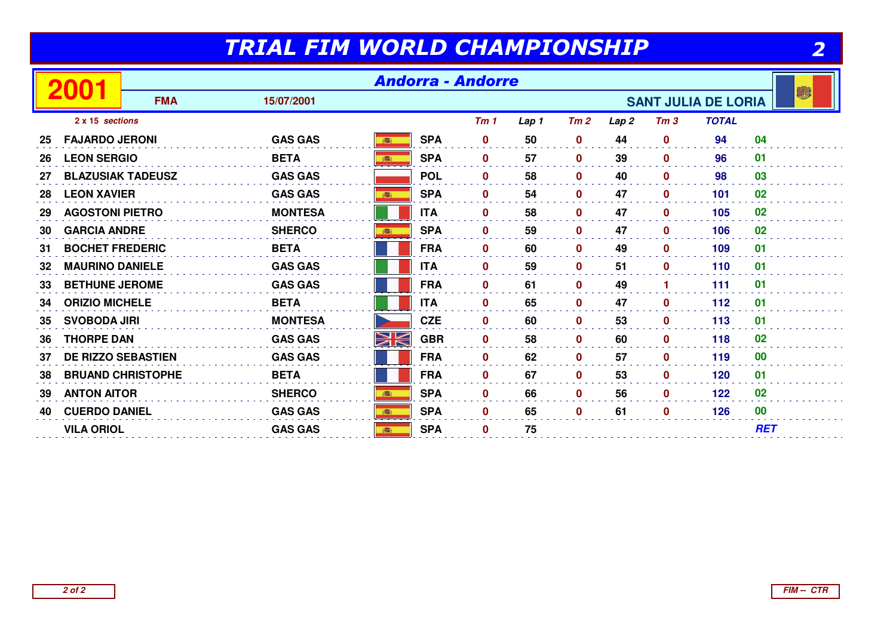# TRIAL FIM WORLD CHAMPIONSHIP

**2001** — **Andorra - Andorre**

**FMA** 15/07/2001 **SANT JULIA DE LORIA**

*2 x 15 sections*

| | | | | Tm 1 | Lap 1 | Tm 2 | Lap 2 | Tm 3 | TOTAL | |
|---|---|---|---|---|---|---|---|---|---|---|
| 25 | FAJARDO JERONI | GAS GAS | SPA | 0 | 50 | 0 | 44 | 0 | 94 | 04 |
| 26 | LEON SERGIO | BETA | SPA | 0 | 57 | 0 | 39 | 0 | 96 | 01 |
| 27 | BLAZUSIAK TADEUSZ | GAS GAS | POL | 0 | 58 | 0 | 40 | 0 | 98 | 03 |
| 28 | LEON XAVIER | GAS GAS | SPA | 0 | 54 | 0 | 47 | 0 | 101 | 02 |
| 29 | AGOSTONI PIETRO | MONTESA | ITA | 0 | 58 | 0 | 47 | 0 | 105 | 02 |
| 30 | GARCIA ANDRE | SHERCO | SPA | 0 | 59 | 0 | 47 | 0 | 106 | 02 |
| 31 | BOCHET FREDERIC | BETA | FRA | 0 | 60 | 0 | 49 | 0 | 109 | 01 |
| 32 | MAURINO DANIELE | GAS GAS | ITA | 0 | 59 | 0 | 51 | 0 | 110 | 01 |
| 33 | BETHUNE JEROME | GAS GAS | FRA | 0 | 61 | 0 | 49 | 1 | 111 | 01 |
| 34 | ORIZIO MICHELE | BETA | ITA | 0 | 65 | 0 | 47 | 0 | 112 | 01 |
| 35 | SVOBODA JIRI | MONTESA | CZE | 0 | 60 | 0 | 53 | 0 | 113 | 01 |
| 36 | THORPE DAN | GAS GAS | GBR | 0 | 58 | 0 | 60 | 0 | 118 | 02 |
| 37 | DE RIZZO SEBASTIEN | GAS GAS | FRA | 0 | 62 | 0 | 57 | 0 | 119 | 00 |
| 38 | BRUAND CHRISTOPHE | BETA | FRA | 0 | 67 | 0 | 53 | 0 | 120 | 01 |
| 39 | ANTON AITOR | SHERCO | SPA | 0 | 66 | 0 | 56 | 0 | 122 | 02 |
| 40 | CUERDO DANIEL | GAS GAS | SPA | 0 | 65 | 0 | 61 | 0 | 126 | 00 |
| | VILA ORIOL | GAS GAS | SPA | 0 | 75 | | | | | RET |